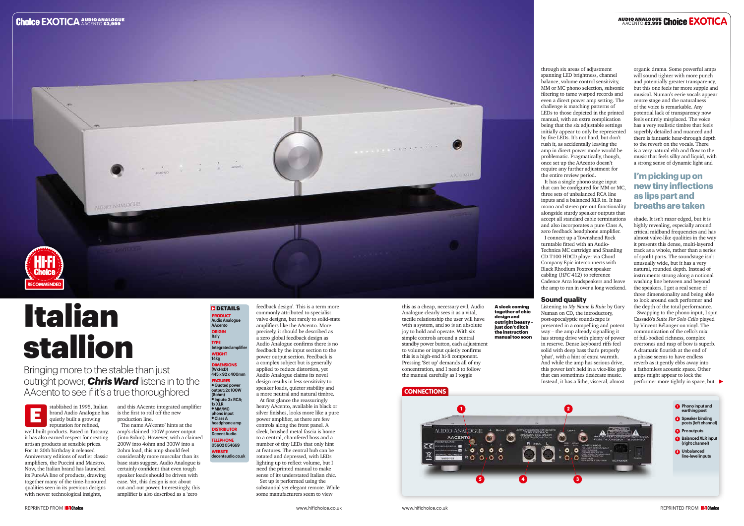# Italian stallion

Bringing more to the stable than just outright power, ***Chris Ward*** listens in to the AAcento to see if it's a true thoroughbred

Established in 1995, Italian brand Audio Analogue has quietly built a growing reputation for refined, well-built products. Based in Tuscany, it has also earned respect for creating artisan products at sensible prices. For its 20th birthday it released Anniversary editions of earlier classic amplifiers, the Puccini and Maestro. Now, the Italian brand has launched its PureAA line of products, drawing together many of the time-honoured qualities seen in its previous designs with newer technological insights, and this AAcento integrated amplifier is the first to roll off the new production line.

The name AA'cento' hints at the amp's claimed 100W power output (into 8ohm). However, with a claimed 200W into 4ohm and 300W into a 2ohm load, this amp should feel considerably more muscular than its base stats suggest. Audio Analogue is certainly confident that even tough speaker loads should be driven with ease. Yet, this design is not about out-and-out power. Interestingly, this amplifier is also described as a 'zero feedback design'. This is a term more commonly attributed to specialist valve designs, but rarely to solid-state amplifiers like the AAcento. More precisely, it should be described as a zero global feedback design as Audio Analogue confirms there is no feedback by the input section to the power output section. Feedback is a complex subject but is generally applied to reduce distortion, yet Audio Analogue claims its novel design results in less sensitivity to speaker loads, quieter stability and a more neutral and natural timbre.

At first glance the reassuringly heavy AAcento, available in black or silver finishes, looks more like a pure power amplifier, as there are few controls along the front panel. A sleek, brushed metal fascia is home to a central, chamfered boss and a number of tiny LEDs that only hint at features. The central hub can be rotated and depressed, with LEDs lighting up to reflect volume, but I need the printed manual to make sense of its understated Italian chic.

Set up is performed using the substantial yet elegant remote. While some manufacturers seem to view this as a cheap, necessary evil, Audio Analogue clearly sees it as a vital, tactile relationship the user will have with a system, and so is an absolute joy to hold and operate. With six simple controls around a central standby power button, each adjustment to volume or input quietly confirms this is a high-end hi-fi component. Pressing 'Set up' demands all of my concentration, and I need to follow the manual carefully as I toggle through six areas of adjustment spanning LED brightness, channel balance, volume control sensitivity, MM or MC phono selection, subsonic filtering to tame warped records and even a direct power amp setting. The challenge is matching patterns of LEDs to those depicted in the printed manual, with an extra complication being that the six adjustable settings initially appear to only be represented by five LEDs. It's not hard, but don't rush it, as accidentally leaving the amp in direct power mode would be problematic. Pragmatically, though, once set up the AAcento doesn't require any further adjustment for the entire review period.

**A sleek coming together of chic design and outright beauty – just don't ditch the instruction manual too soon**

It has a single phono stage input that can be configured for MM or MC, three sets of unbalanced RCA line inputs and a balanced XLR in. It has mono and stereo pre-out functionality alongside sturdy speaker outputs that accept all standard cable terminations and also incorporates a pure Class A, zero feedback headphone amplifier.

I connect up a Townshend Rock turntable fitted with an Audio-Technica MC cartridge and Shanling CD-T100 HDCD player via Chord Company Epic interconnects with Black Rhodium Foxtrot speaker cabling (*HFC* 412) to reference Cadence Arca loudspeakers and leave the amp to run in over a long weekend.

## Sound quality

Listening to *My Name Is Ruin* by Gary Numan on CD, the introductory, post-apocalyptic soundscape is presented in a compelling and potent way – the amp already signalling it has strong drive with plenty of power in reserve. Dense keyboard riffs feel solid with deep bass that's properly 'phat', with a hint of extra warmth. And while the amp has serious drive, this power isn't held in a vice-like grip that can sometimes desiccate music. Instead, it has a lithe, visceral, almost organic drama. Some powerful amps will sound tighter with more punch and potentially greater transparency, but this one feels far more supple and musical. Numan's eerie vocals appear centre stage and the naturalness of the voice is remarkable. Any potential lack of transparency now feels entirely misplaced. The voice has a very realistic timbre that feels superbly detailed and nuanced and there is fantastic hear-through depth to the reverb on the vocals. There is a very natural ebb and flow to the music that feels silky and liquid, with a strong sense of dynamic light and shade. It isn't razor edged, but it is highly revealing, especially around critical midband frequencies and has almost valve-like qualities in the way it presents this dense, multi-layered track as a whole, rather than a series of spotlit parts. The soundstage isn't unusually wide, but it has a very natural, rounded depth. Instead of instruments strung along a notional washing line between and beyond the speakers, I get a real sense of three dimensionality and being able to look around each performer and the depth of the total performance.

**I'm picking up on new tiny inflections as lips part and breaths are taken**

Swapping to the phono input, I spin Cassadó's *Suite For Solo Cello* played by Vincent Bélanger on vinyl. The communication of the cello's mix of full-bodied richness, complex overtones and rasp of bow is superb. A dramatic flourish at the end of a phrase seems to have endless reverb as it gently ebbs away into a fathomless acoustic space. Other amps might appear to lock the performer more tightly in space, but ▶

## DETAILS

**PRODUCT** Audio Analogue AAcento
**ORIGIN** Italy
**TYPE** Integrated amplifier
**WEIGHT** 14kg
**DIMENSIONS (WxHxD)** 445 x 92 x 400mm
**FEATURES**
- Quoted power output: 2x 100W (8ohm)
- Inputs: 3x RCA; 1x XLR
- MM/MC phono input
- Class A headphone amp

**DISTRIBUTOR** Decent Audio
**TELEPHONE** 05602 054669
**WEBSITE** decentaudio.co.uk

## CONNECTIONS

1. Phono input and earthing post
2. Speaker binding posts (left channel)
3. Pre outputs
4. Balanced XLR input (right channel)
5. Unbalanced line-level inputs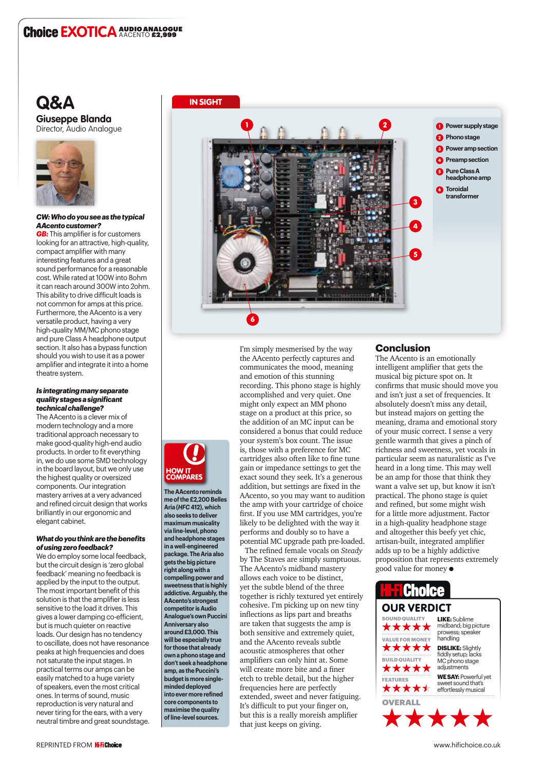## Q&A

**Giuseppe Blanda**
Director, Audio Analogue

***CW: Who do you see as the typical AAcento customer?***

***GB:*** This amplifier is for customers looking for an attractive, high-quality, compact amplifier with many interesting features and a great sound performance for a reasonable cost. While rated at 100W into 8ohm it can reach around 300W into 2ohm. This ability to drive difficult loads is not common for amps at this price. Furthermore, the AAcento is a very versatile product, having a very high-quality MM/MC phono stage and pure Class A headphone output section. It also has a bypass function should you wish to use it as a power amplifier and integrate it into a home theatre system.

***Is integrating many separate quality stages a significant technical challenge?***

The AAcento is a clever mix of modern technology and a more traditional approach necessary to make good-quality high-end audio products. In order to fit everything in, we do use some SMD technology in the board layout, but we only use the highest quality or oversized components. Our integration mastery arrives at a very advanced and refined circuit design that works brilliantly in our ergonomic and elegant cabinet.

***What do you think are the benefits of using zero feedback?***

We do employ some local feedback, but the circuit design is 'zero global feedback' meaning no feedback is applied by the input to the output. The most important benefit of this solution is that the amplifier is less sensitive to the load it drives. This gives a lower damping co-efficient, but is much quieter on reactive loads. Our design has no tendency to oscillate, does not have resonance peaks at high frequencies and does not saturate the input stages. In practical terms our amps can be easily matched to a huge variety of speakers, even the most critical ones. In terms of sound, music reproduction is very natural and never tiring for the ears, with a very neutral timbre and great soundstage.

### IN SIGHT

1. Power supply stage
2. Phono stage
3. Power amp section
4. Preamp section
5. Pure Class A headphone amp
6. Toroidal transformer

### HOW IT COMPARES

**The AAcento reminds me of the £2,200 Belles Aria (*HFC* 412), which also seeks to deliver maximum musicality via line-level, phono stages and headphone stages in a well-engineered package. The Aria also gets the big picture right along with a compelling power and sweetness that is highly addictive. Arguably, the AAcento's strongest competitor is Audio Analogue's own Puccini Anniversary also around £3,000. This will be especially true for those that already own a phono stage and don't seek a headphone amp, as the Puccini's budget is more single-minded deployed into ever more refined core components to maximise the quality of line-level sources.**

I'm simply mesmerised by the way the AAcento perfectly captures and communicates the mood, meaning and emotion of this stunning recording. This phono stage is highly accomplished and very quiet. One might only expect an MM phono stage on a product at this price, so the addition of an MC input can be considered a bonus that could reduce your system's box count. The issue is, those with a preference for MC cartridges also often like to fine tune gain or impedance settings to get the exact sound they seek. It's a generous addition, but settings are fixed in the AAcento, so you may want to audition the amp with your cartridge of choice first. If you use MM cartridges, you're likely to be delighted with the way it performs and doubly so to have a potential MC upgrade path pre-loaded.

The refined female vocals on *Steady* by The Staves are simply sumptuous. The AAcento's midband mastery allows each voice to be distinct, yet the subtle blend of the three together is richly textured yet entirely cohesive. I'm picking up on new tiny inflections as lips part and breaths are taken that suggests the amp is both sensitive and extremely quiet, and the AAcento reveals subtle acoustic atmospheres that other amplifiers can only hint at. Some will create more bite and a finer etch to treble detail, but the higher frequencies here are perfectly extended, sweet and never fatiguing. It's difficult to put your finger on, but this is a really moreish amplifier that just keeps on giving.

## Conclusion

The AAcento is an emotionally intelligent amplifier that gets the musical big picture spot on. It confirms that music should move you and isn't just a set of frequencies. It absolutely doesn't miss any detail, but instead majors on getting the meaning, drama and emotional story of your music correct. I sense a very gentle warmth that gives a pinch of richness and sweetness, yet vocals in particular seem as naturalistic as I've heard in a long time. This may well be an amp for those that think they want a valve set up, but know it isn't practical. The phono stage is quiet and refined, but some might wish for a little more adjustment. Factor in a high-quality headphone stage and altogether this beefy yet chic, artisan-built, integrated amplifier adds up to be a highly addictive proposition that represents extremely good value for money ●

### Hi-Fi Choice OUR VERDICT

SOUND QUALITY ★★★★★
VALUE FOR MONEY ★★★★★
BUILD QUALITY ★★★★★
FEATURES ★★★★½

**LIKE:** Sublime midband; big picture prowess; speaker handling

**DISLIKE:** Slightly fiddly setup; lacks MC phono stage adjustments

**WE SAY:** Powerful yet sweet sound that's effortlessly musical

OVERALL ★★★★★